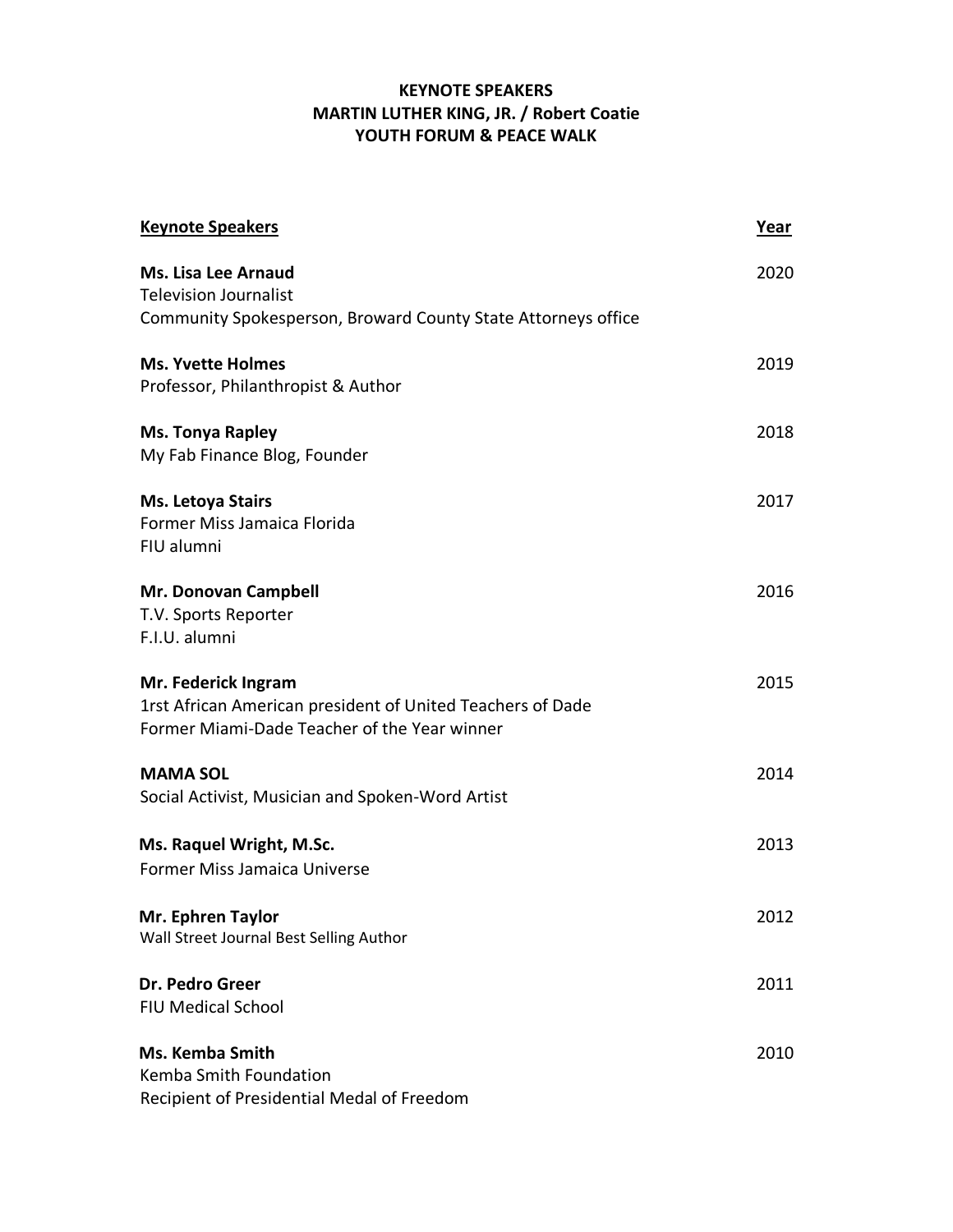# KEYNOTE SPEAKERS
# MARTIN LUTHER KING, JR. / Robert Coatie
# YOUTH FORUM & PEACE WALK

| **Keynote Speakers** | **Year** |
|---|---|
| **Ms. Lisa Lee Arnaud**<br>Television Journalist<br>Community Spokesperson, Broward County State Attorneys office | 2020 |
| **Ms. Yvette Holmes**<br>Professor, Philanthropist & Author | 2019 |
| **Ms. Tonya Rapley**<br>My Fab Finance Blog, Founder | 2018 |
| **Ms. Letoya Stairs**<br>Former Miss Jamaica Florida<br>FIU alumni | 2017 |
| **Mr. Donovan Campbell**<br>T.V. Sports Reporter<br>F.I.U. alumni | 2016 |
| **Mr. Federick Ingram**<br>1rst African American president of United Teachers of Dade<br>Former Miami-Dade Teacher of the Year winner | 2015 |
| **MAMA SOL**<br>Social Activist, Musician and Spoken-Word Artist | 2014 |
| **Ms. Raquel Wright, M.Sc.**<br>Former Miss Jamaica Universe | 2013 |
| **Mr. Ephren Taylor**<br>Wall Street Journal Best Selling Author | 2012 |
| **Dr. Pedro Greer**<br>FIU Medical School | 2011 |
| **Ms. Kemba Smith**<br>Kemba Smith Foundation<br>Recipient of Presidential Medal of Freedom | 2010 |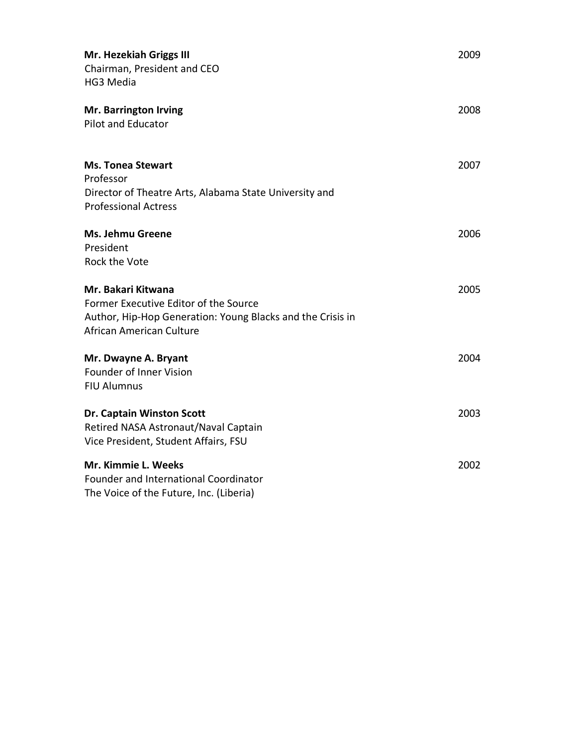**Mr. Hezekiah Griggs III** 2009
Chairman, President and CEO
HG3 Media

**Mr. Barrington Irving** 2008
Pilot and Educator

**Ms. Tonea Stewart** 2007
Professor
Director of Theatre Arts, Alabama State University and
Professional Actress

**Ms. Jehmu Greene** 2006
President
Rock the Vote

**Mr. Bakari Kitwana** 2005
Former Executive Editor of the Source
Author, Hip-Hop Generation: Young Blacks and the Crisis in
African American Culture

**Mr. Dwayne A. Bryant** 2004
Founder of Inner Vision
FIU Alumnus

**Dr. Captain Winston Scott** 2003
Retired NASA Astronaut/Naval Captain
Vice President, Student Affairs, FSU

**Mr. Kimmie L. Weeks** 2002
Founder and International Coordinator
The Voice of the Future, Inc. (Liberia)